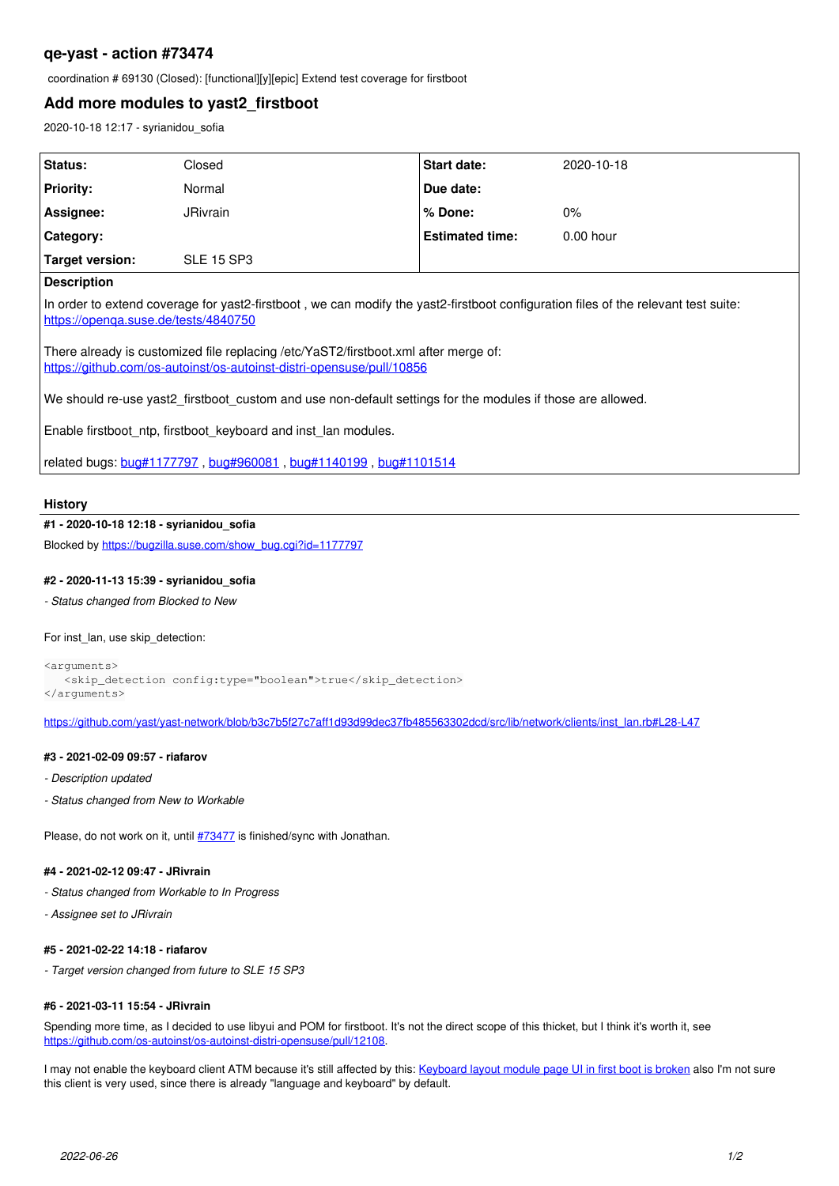# qe-yast - action #73474

coordination # 69130 (Closed): [functional][y][epic] Extend test coverage for firstboot

## Add more modules to yast2_firstboot

2020-10-18 12:17 - syrianidou_sofia

| Status: | Closed | Start date: | 2020-10-18 |
|---|---|---|---|
| Priority: | Normal | Due date: | |
| Assignee: | JRivrain | % Done: | 0% |
| Category: | | Estimated time: | 0.00 hour |
| Target version: | SLE 15 SP3 | | |

**Description**

In order to extend coverage for yast2-firstboot , we can modify the yast2-firstboot configuration files of the relevant test suite: https://openqa.suse.de/tests/4840750

There already is customized file replacing /etc/YaST2/firstboot.xml after merge of: https://github.com/os-autoinst/os-autoinst-distri-opensuse/pull/10856

We should re-use yast2_firstboot_custom and use non-default settings for the modules if those are allowed.

Enable firstboot_ntp, firstboot_keyboard and inst_lan modules.

related bugs: bug#1177797 , bug#960081 , bug#1140199 , bug#1101514

### History

#### #1 - 2020-10-18 12:18 - syrianidou_sofia

Blocked by https://bugzilla.suse.com/show_bug.cgi?id=1177797

#### #2 - 2020-11-13 15:39 - syrianidou_sofia

*- Status changed from Blocked to New*

For inst_lan, use skip_detection:

```
<arguments>
    <skip_detection config:type="boolean">true</skip_detection>
</arguments>
```

https://github.com/yast/yast-network/blob/b3c7b5f27c7aff1d93d99dec37fb485563302dcd/src/lib/network/clients/inst_lan.rb#L28-L47

#### #3 - 2021-02-09 09:57 - riafarov

*- Description updated*

*- Status changed from New to Workable*

Please, do not work on it, until #73477 is finished/sync with Jonathan.

#### #4 - 2021-02-12 09:47 - JRivrain

*- Status changed from Workable to In Progress*

*- Assignee set to JRivrain*

#### #5 - 2021-02-22 14:18 - riafarov

*- Target version changed from future to SLE 15 SP3*

#### #6 - 2021-03-11 15:54 - JRivrain

Spending more time, as I decided to use libyui and POM for firstboot. It's not the direct scope of this thicket, but I think it's worth it, see https://github.com/os-autoinst/os-autoinst-distri-opensuse/pull/12108.

I may not enable the keyboard client ATM because it's still affected by this: Keyboard layout module page UI in first boot is broken also I'm not sure this client is very used, since there is already "language and keyboard" by default.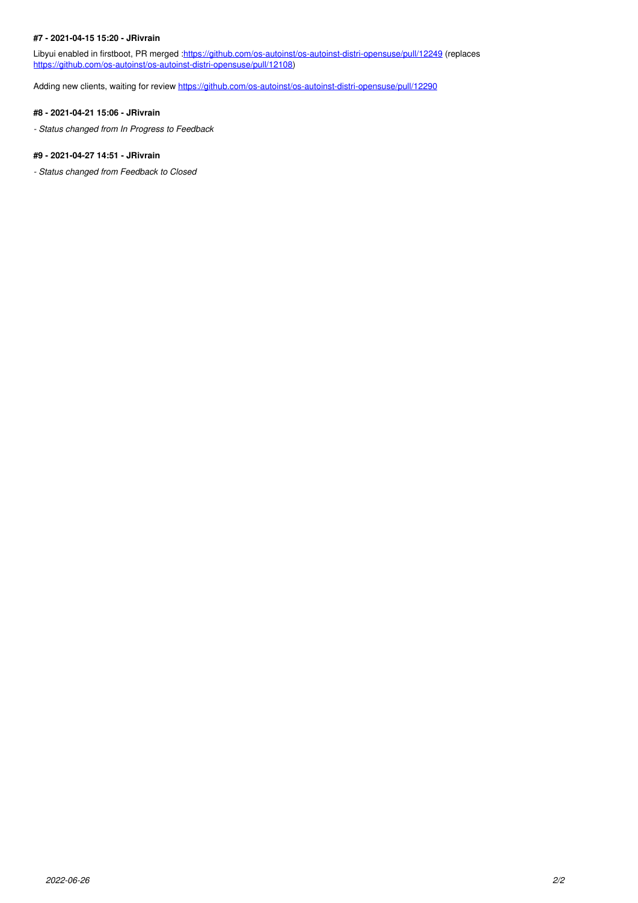#### #7 - 2021-04-15 15:20 - JRivrain

Libyui enabled in firstboot, PR merged :https://github.com/os-autoinst/os-autoinst-distri-opensuse/pull/12249 (replaces https://github.com/os-autoinst/os-autoinst-distri-opensuse/pull/12108)

Adding new clients, waiting for review https://github.com/os-autoinst/os-autoinst-distri-opensuse/pull/12290

#### #8 - 2021-04-21 15:06 - JRivrain

*- Status changed from In Progress to Feedback*

#### #9 - 2021-04-27 14:51 - JRivrain

*- Status changed from Feedback to Closed*